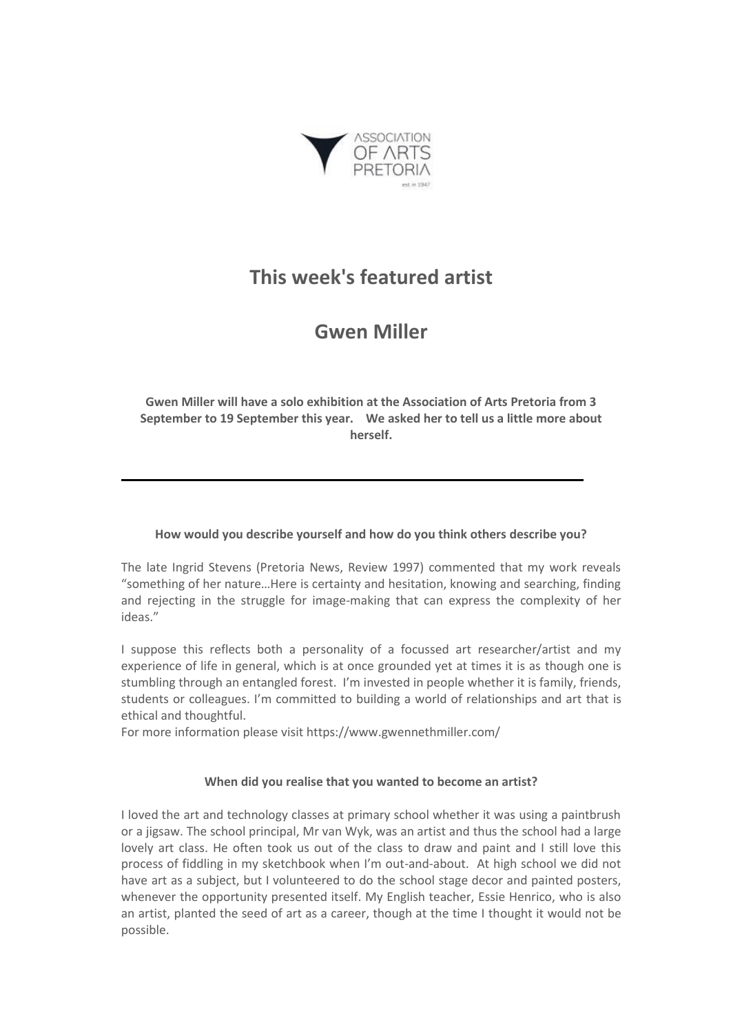ASSOCIATION OF ARTS PRETORIA

est. in 1947

# This week's featured artist

# Gwen Miller

**Gwen Miller will have a solo exhibition at the Association of Arts Pretoria from 3 September to 19 September this year. We asked her to tell us a little more about herself.**

---

**How would you describe yourself and how do you think others describe you?**

The late Ingrid Stevens (Pretoria News, Review 1997) commented that my work reveals "something of her nature…Here is certainty and hesitation, knowing and searching, finding and rejecting in the struggle for image-making that can express the complexity of her ideas."

I suppose this reflects both a personality of a focussed art researcher/artist and my experience of life in general, which is at once grounded yet at times it is as though one is stumbling through an entangled forest. I'm invested in people whether it is family, friends, students or colleagues. I'm committed to building a world of relationships and art that is ethical and thoughtful.
For more information please visit https://www.gwennethmiller.com/

**When did you realise that you wanted to become an artist?**

I loved the art and technology classes at primary school whether it was using a paintbrush or a jigsaw. The school principal, Mr van Wyk, was an artist and thus the school had a large lovely art class. He often took us out of the class to draw and paint and I still love this process of fiddling in my sketchbook when I'm out-and-about. At high school we did not have art as a subject, but I volunteered to do the school stage decor and painted posters, whenever the opportunity presented itself. My English teacher, Essie Henrico, who is also an artist, planted the seed of art as a career, though at the time I thought it would not be possible.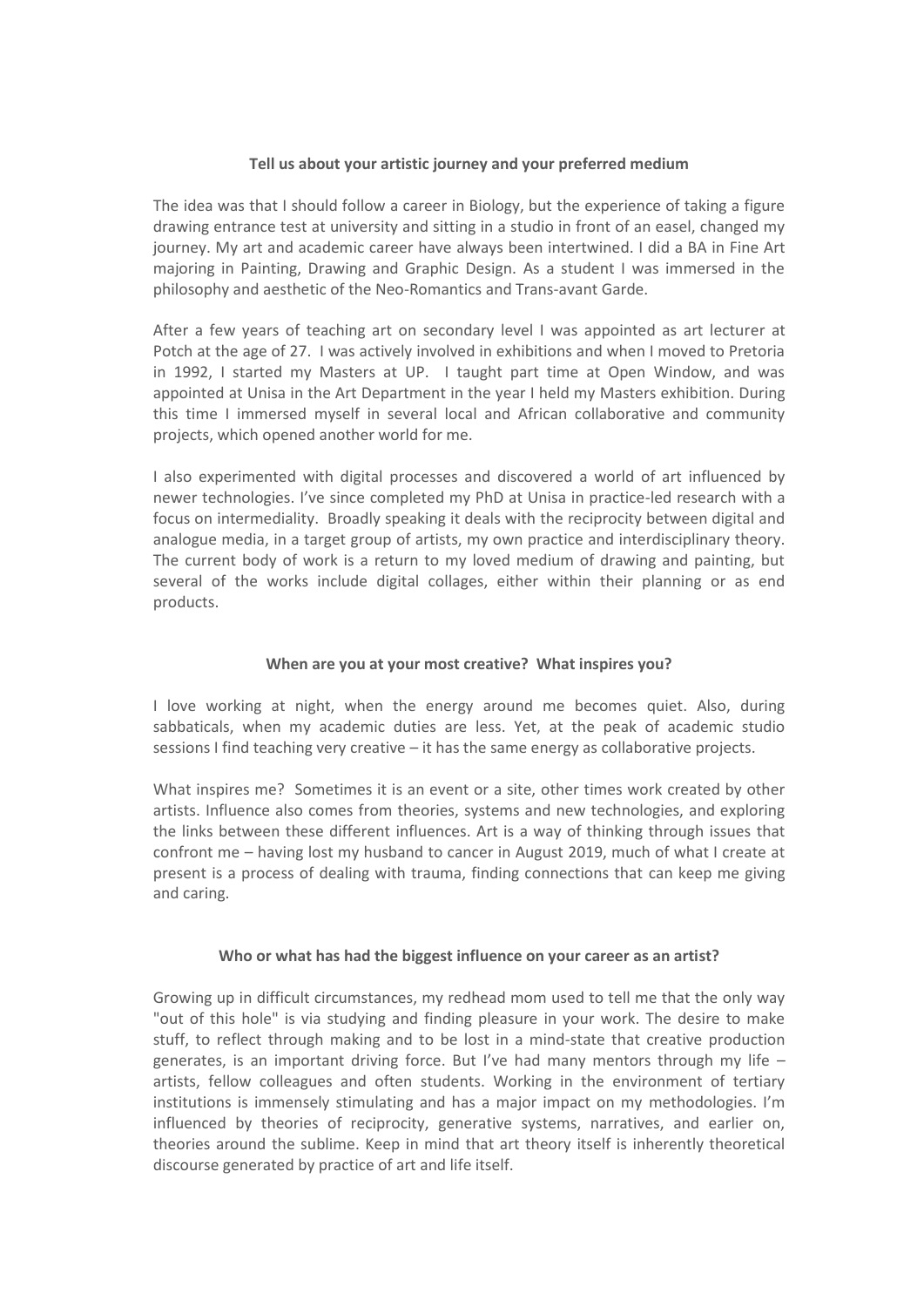### Tell us about your artistic journey and your preferred medium

The idea was that I should follow a career in Biology, but the experience of taking a figure drawing entrance test at university and sitting in a studio in front of an easel, changed my journey. My art and academic career have always been intertwined. I did a BA in Fine Art majoring in Painting, Drawing and Graphic Design. As a student I was immersed in the philosophy and aesthetic of the Neo-Romantics and Trans-avant Garde.

After a few years of teaching art on secondary level I was appointed as art lecturer at Potch at the age of 27. I was actively involved in exhibitions and when I moved to Pretoria in 1992, I started my Masters at UP. I taught part time at Open Window, and was appointed at Unisa in the Art Department in the year I held my Masters exhibition. During this time I immersed myself in several local and African collaborative and community projects, which opened another world for me.

I also experimented with digital processes and discovered a world of art influenced by newer technologies. I've since completed my PhD at Unisa in practice-led research with a focus on intermediality. Broadly speaking it deals with the reciprocity between digital and analogue media, in a target group of artists, my own practice and interdisciplinary theory. The current body of work is a return to my loved medium of drawing and painting, but several of the works include digital collages, either within their planning or as end products.

### When are you at your most creative? What inspires you?

I love working at night, when the energy around me becomes quiet. Also, during sabbaticals, when my academic duties are less. Yet, at the peak of academic studio sessions I find teaching very creative – it has the same energy as collaborative projects.

What inspires me? Sometimes it is an event or a site, other times work created by other artists. Influence also comes from theories, systems and new technologies, and exploring the links between these different influences. Art is a way of thinking through issues that confront me – having lost my husband to cancer in August 2019, much of what I create at present is a process of dealing with trauma, finding connections that can keep me giving and caring.

### Who or what has had the biggest influence on your career as an artist?

Growing up in difficult circumstances, my redhead mom used to tell me that the only way "out of this hole" is via studying and finding pleasure in your work. The desire to make stuff, to reflect through making and to be lost in a mind-state that creative production generates, is an important driving force. But I've had many mentors through my life – artists, fellow colleagues and often students. Working in the environment of tertiary institutions is immensely stimulating and has a major impact on my methodologies. I'm influenced by theories of reciprocity, generative systems, narratives, and earlier on, theories around the sublime. Keep in mind that art theory itself is inherently theoretical discourse generated by practice of art and life itself.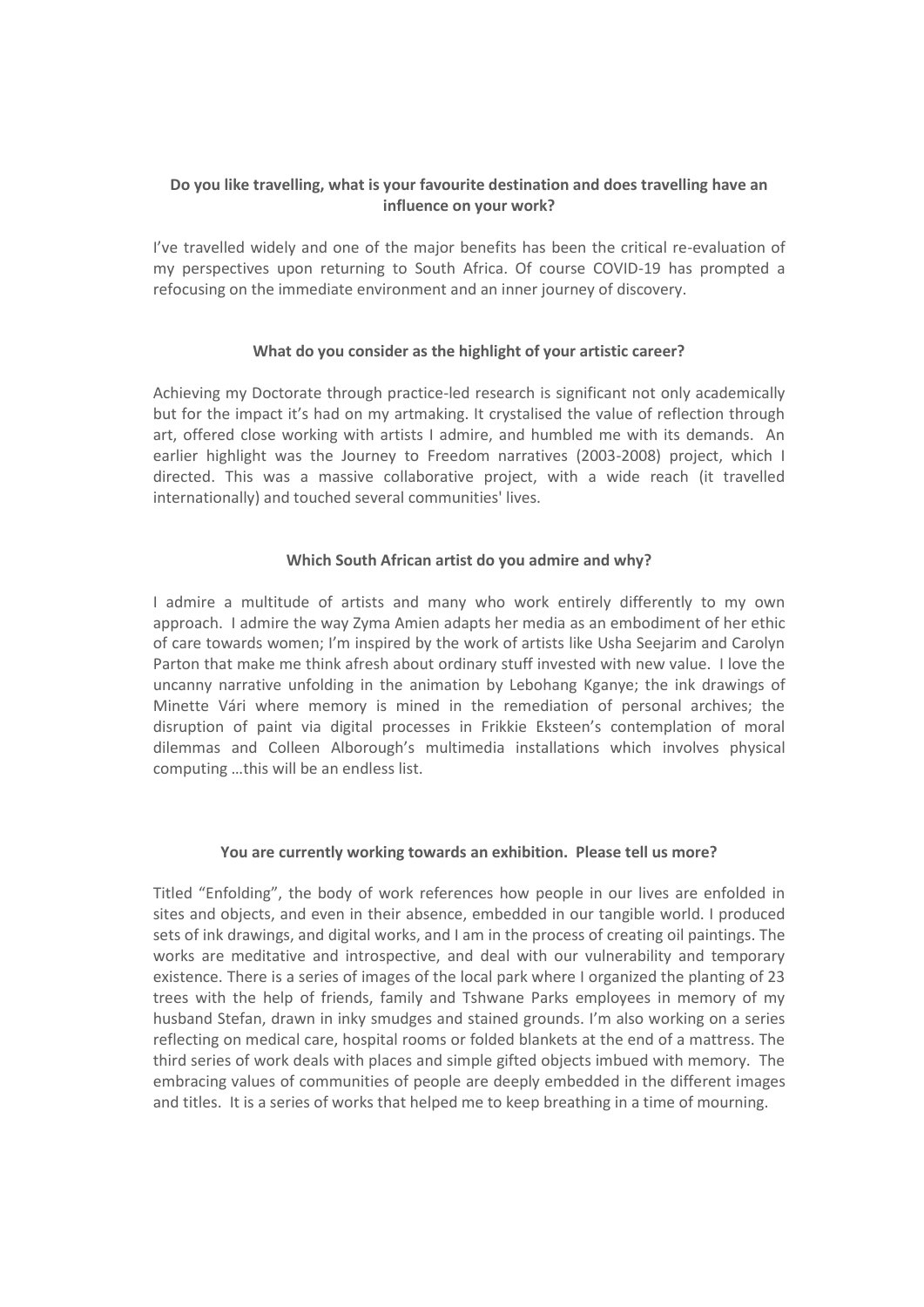**Do you like travelling, what is your favourite destination and does travelling have an influence on your work?**

I've travelled widely and one of the major benefits has been the critical re-evaluation of my perspectives upon returning to South Africa. Of course COVID-19 has prompted a refocusing on the immediate environment and an inner journey of discovery.

**What do you consider as the highlight of your artistic career?**

Achieving my Doctorate through practice-led research is significant not only academically but for the impact it's had on my artmaking. It crystalised the value of reflection through art, offered close working with artists I admire, and humbled me with its demands. An earlier highlight was the Journey to Freedom narratives (2003-2008) project, which I directed. This was a massive collaborative project, with a wide reach (it travelled internationally) and touched several communities' lives.

**Which South African artist do you admire and why?**

I admire a multitude of artists and many who work entirely differently to my own approach. I admire the way Zyma Amien adapts her media as an embodiment of her ethic of care towards women; I'm inspired by the work of artists like Usha Seejarim and Carolyn Parton that make me think afresh about ordinary stuff invested with new value. I love the uncanny narrative unfolding in the animation by Lebohang Kganye; the ink drawings of Minette Vári where memory is mined in the remediation of personal archives; the disruption of paint via digital processes in Frikkie Eksteen's contemplation of moral dilemmas and Colleen Alborough's multimedia installations which involves physical computing …this will be an endless list.

**You are currently working towards an exhibition. Please tell us more?**

Titled "Enfolding", the body of work references how people in our lives are enfolded in sites and objects, and even in their absence, embedded in our tangible world. I produced sets of ink drawings, and digital works, and I am in the process of creating oil paintings. The works are meditative and introspective, and deal with our vulnerability and temporary existence. There is a series of images of the local park where I organized the planting of 23 trees with the help of friends, family and Tshwane Parks employees in memory of my husband Stefan, drawn in inky smudges and stained grounds. I'm also working on a series reflecting on medical care, hospital rooms or folded blankets at the end of a mattress. The third series of work deals with places and simple gifted objects imbued with memory. The embracing values of communities of people are deeply embedded in the different images and titles. It is a series of works that helped me to keep breathing in a time of mourning.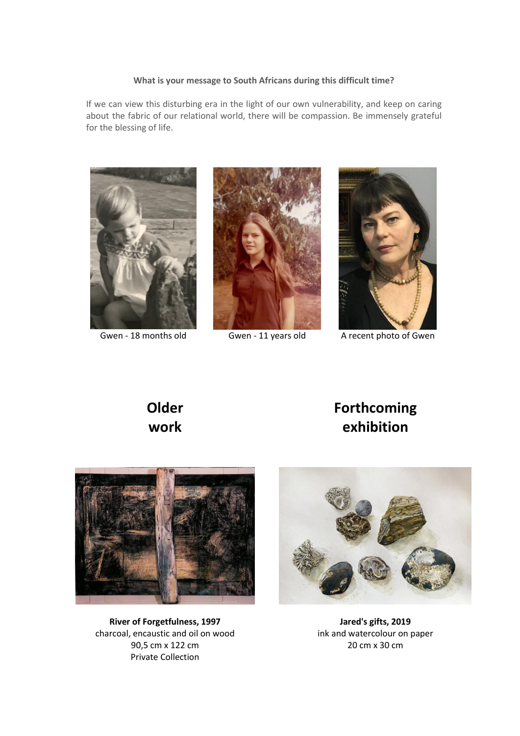**What is your message to South Africans during this difficult time?**

If we can view this disturbing era in the light of our own vulnerability, and keep on caring about the fabric of our relational world, there will be compassion. Be immensely grateful for the blessing of life.

Gwen - 18 months old

Gwen - 11 years old

A recent photo of Gwen

## Older work

**River of Forgetfulness, 1997**
charcoal, encaustic and oil on wood
90,5 cm x 122 cm
Private Collection

## Forthcoming exhibition

**Jared's gifts, 2019**
ink and watercolour on paper
20 cm x 30 cm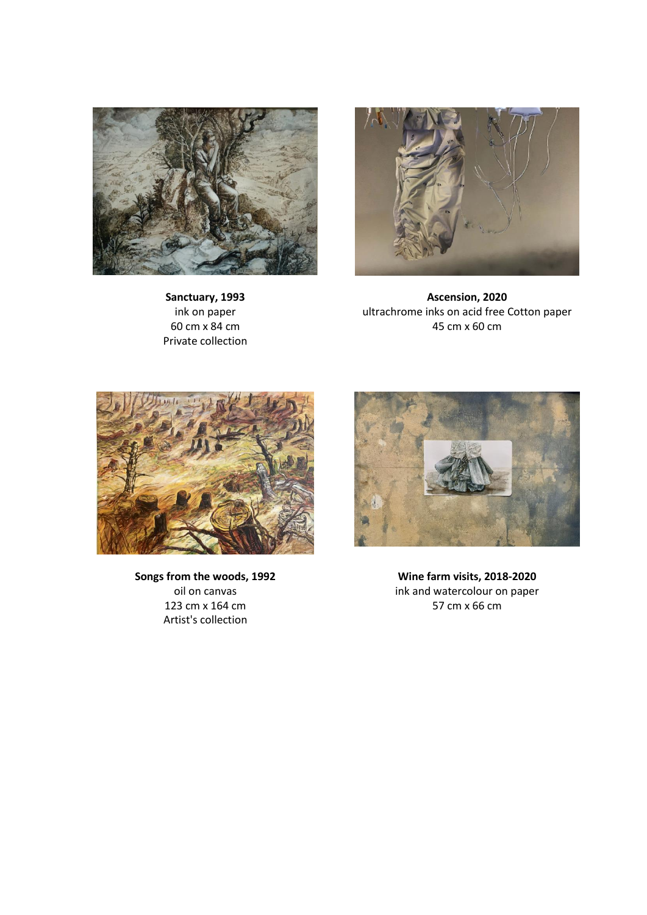**Sanctuary, 1993**
ink on paper
60 cm x 84 cm
Private collection

**Ascension, 2020**
ultrachrome inks on acid free Cotton paper
45 cm x 60 cm

**Songs from the woods, 1992**
oil on canvas
123 cm x 164 cm
Artist's collection

**Wine farm visits, 2018-2020**
ink and watercolour on paper
57 cm x 66 cm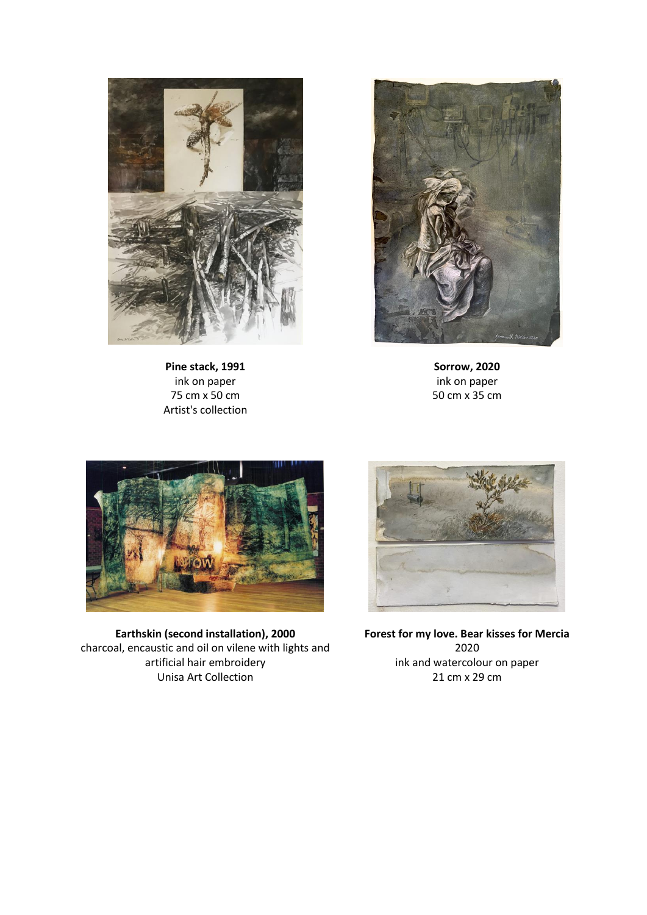**Pine stack, 1991**
ink on paper
75 cm x 50 cm
Artist's collection

**Sorrow, 2020**
ink on paper
50 cm x 35 cm

**Earthskin (second installation), 2000**
charcoal, encaustic and oil on vilene with lights and artificial hair embroidery
Unisa Art Collection

**Forest for my love. Bear kisses for Mercia**
2020
ink and watercolour on paper
21 cm x 29 cm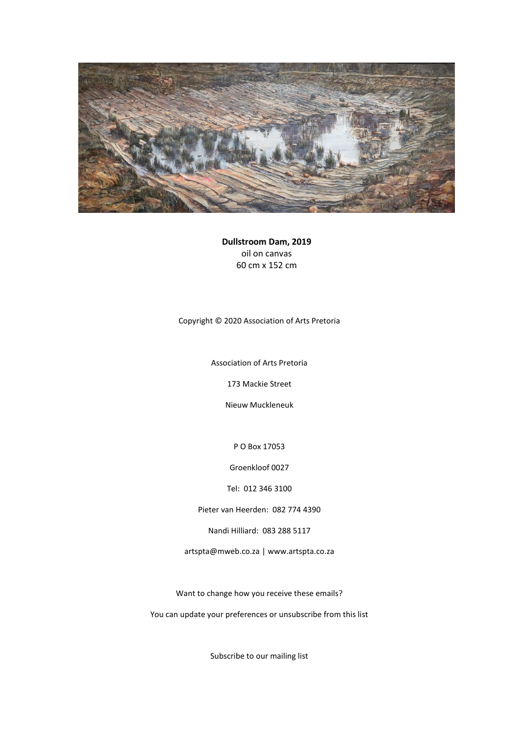**Dullstroom Dam, 2019**
oil on canvas
60 cm x 152 cm

Copyright © 2020 Association of Arts Pretoria

Association of Arts Pretoria

173 Mackie Street

Nieuw Muckleneuk

P O Box 17053

Groenkloof 0027

Tel: 012 346 3100

Pieter van Heerden: 082 774 4390

Nandi Hilliard: 083 288 5117

artspta@mweb.co.za | www.artspta.co.za

Want to change how you receive these emails?

You can update your preferences or unsubscribe from this list

Subscribe to our mailing list